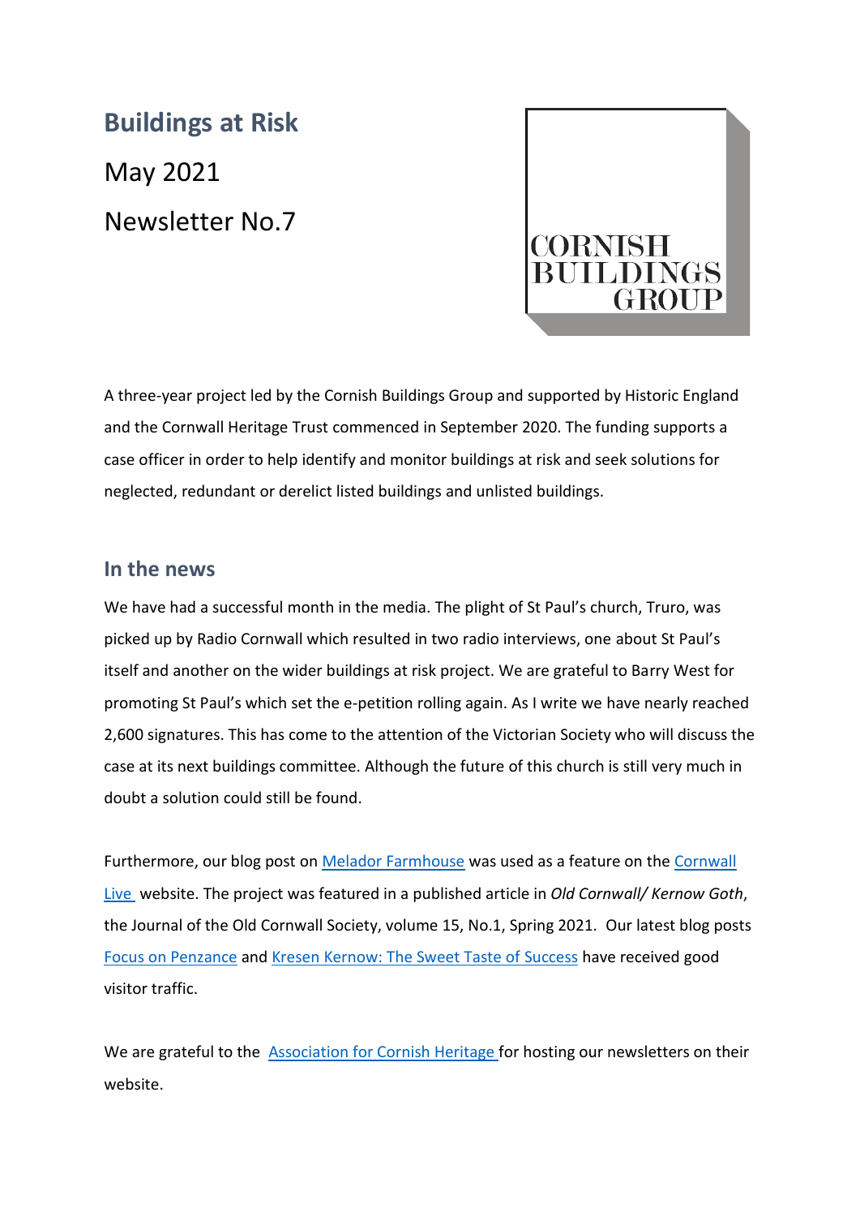# Buildings at Risk

May 2021

Newsletter No.7

CORNISH BUILDINGS GROUP

A three-year project led by the Cornish Buildings Group and supported by Historic England and the Cornwall Heritage Trust commenced in September 2020. The funding supports a case officer in order to help identify and monitor buildings at risk and seek solutions for neglected, redundant or derelict listed buildings and unlisted buildings.

## In the news

We have had a successful month in the media. The plight of St Paul's church, Truro, was picked up by Radio Cornwall which resulted in two radio interviews, one about St Paul's itself and another on the wider buildings at risk project. We are grateful to Barry West for promoting St Paul's which set the e-petition rolling again. As I write we have nearly reached 2,600 signatures. This has come to the attention of the Victorian Society who will discuss the case at its next buildings committee. Although the future of this church is still very much in doubt a solution could still be found.

Furthermore, our blog post on Melador Farmhouse was used as a feature on the Cornwall Live website. The project was featured in a published article in *Old Cornwall/ Kernow Goth*, the Journal of the Old Cornwall Society, volume 15, No.1, Spring 2021. Our latest blog posts Focus on Penzance and Kresen Kernow: The Sweet Taste of Success have received good visitor traffic.

We are grateful to the Association for Cornish Heritage for hosting our newsletters on their website.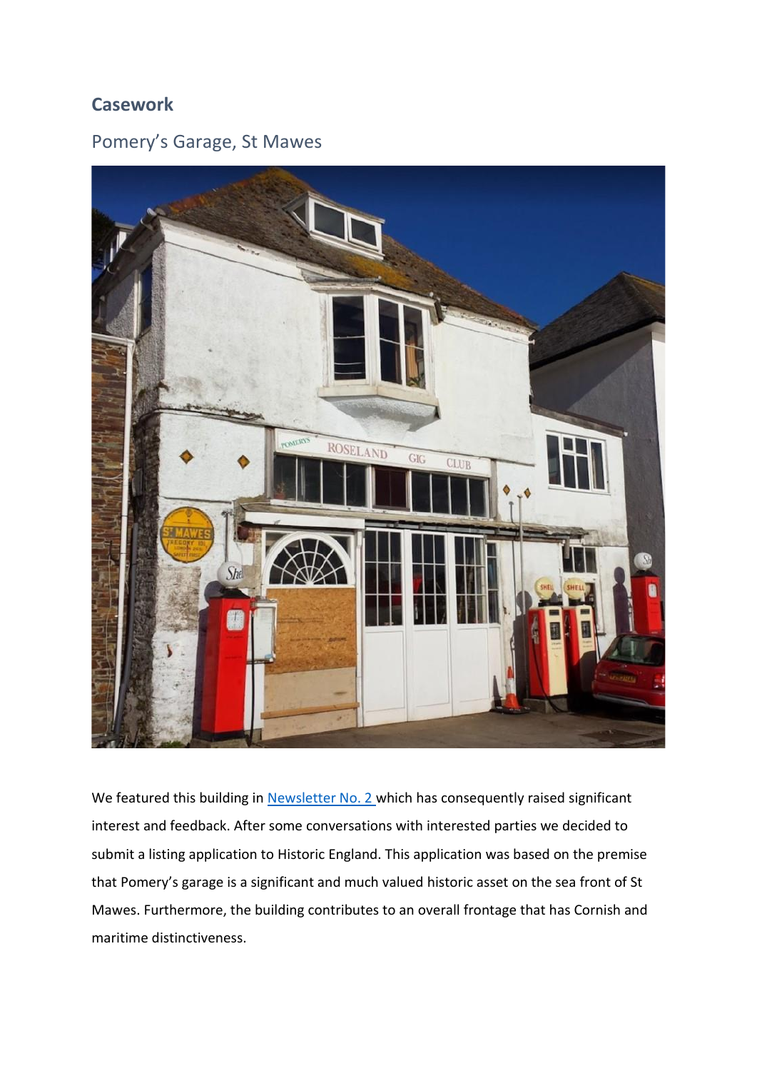## Casework

### Pomery's Garage, St Mawes

We featured this building in Newsletter No. 2 which has consequently raised significant interest and feedback. After some conversations with interested parties we decided to submit a listing application to Historic England. This application was based on the premise that Pomery's garage is a significant and much valued historic asset on the sea front of St Mawes. Furthermore, the building contributes to an overall frontage that has Cornish and maritime distinctiveness.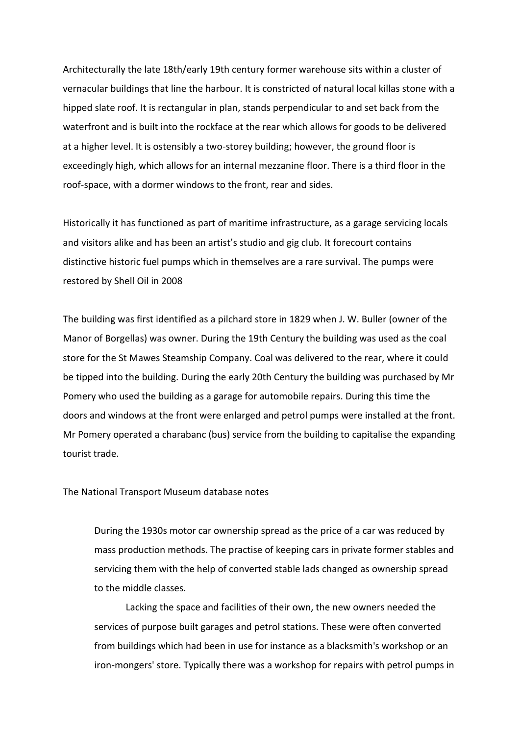Architecturally the late 18th/early 19th century former warehouse sits within a cluster of vernacular buildings that line the harbour. It is constricted of natural local killas stone with a hipped slate roof. It is rectangular in plan, stands perpendicular to and set back from the waterfront and is built into the rockface at the rear which allows for goods to be delivered at a higher level. It is ostensibly a two-storey building; however, the ground floor is exceedingly high, which allows for an internal mezzanine floor. There is a third floor in the roof-space, with a dormer windows to the front, rear and sides.

Historically it has functioned as part of maritime infrastructure, as a garage servicing locals and visitors alike and has been an artist's studio and gig club. It forecourt contains distinctive historic fuel pumps which in themselves are a rare survival. The pumps were restored by Shell Oil in 2008

The building was first identified as a pilchard store in 1829 when J. W. Buller (owner of the Manor of Borgellas) was owner. During the 19th Century the building was used as the coal store for the St Mawes Steamship Company. Coal was delivered to the rear, where it could be tipped into the building. During the early 20th Century the building was purchased by Mr Pomery who used the building as a garage for automobile repairs. During this time the doors and windows at the front were enlarged and petrol pumps were installed at the front. Mr Pomery operated a charabanc (bus) service from the building to capitalise the expanding tourist trade.

The National Transport Museum database notes

> During the 1930s motor car ownership spread as the price of a car was reduced by mass production methods. The practise of keeping cars in private former stables and servicing them with the help of converted stable lads changed as ownership spread to the middle classes.
>
> Lacking the space and facilities of their own, the new owners needed the services of purpose built garages and petrol stations. These were often converted from buildings which had been in use for instance as a blacksmith's workshop or an iron-mongers' store. Typically there was a workshop for repairs with petrol pumps in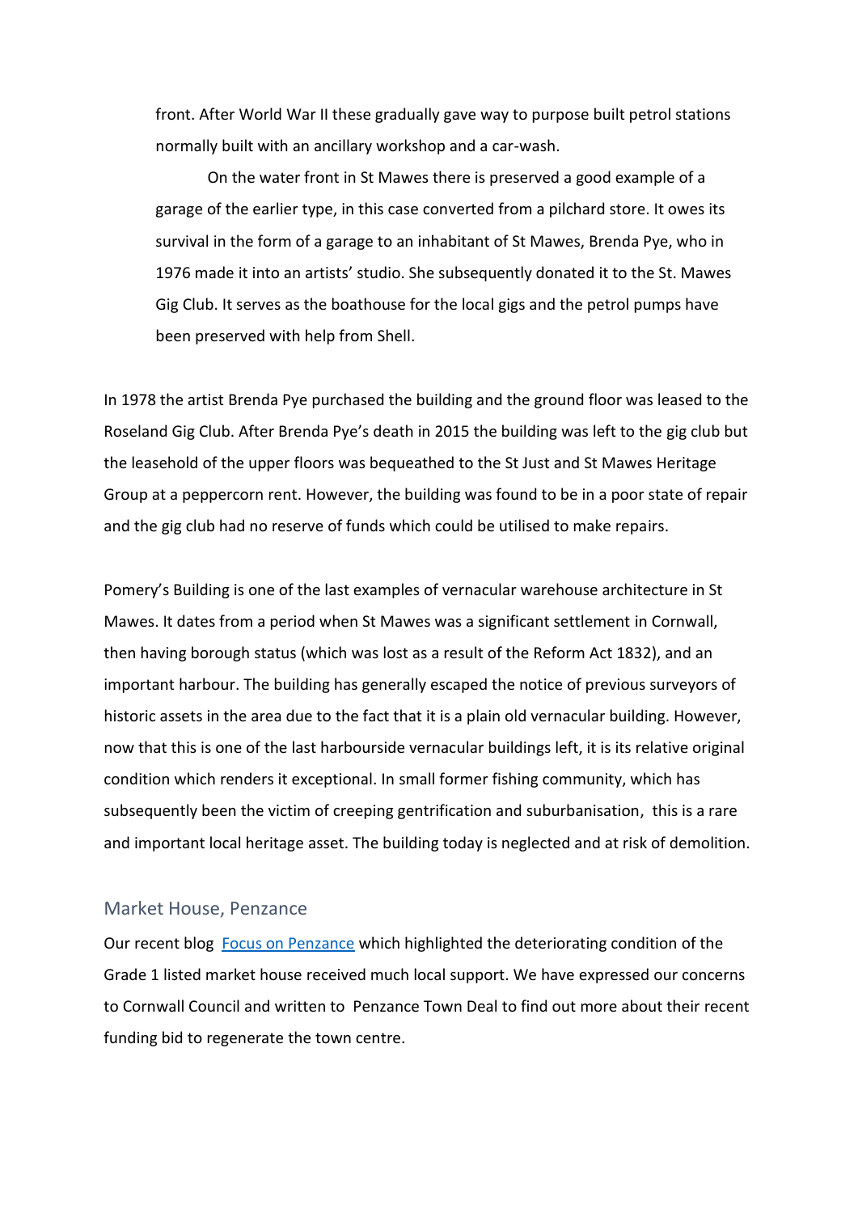> front. After World War II these gradually gave way to purpose built petrol stations normally built with an ancillary workshop and a car-wash.
>
> On the water front in St Mawes there is preserved a good example of a garage of the earlier type, in this case converted from a pilchard store. It owes its survival in the form of a garage to an inhabitant of St Mawes, Brenda Pye, who in 1976 made it into an artists' studio. She subsequently donated it to the St. Mawes Gig Club. It serves as the boathouse for the local gigs and the petrol pumps have been preserved with help from Shell.

In 1978 the artist Brenda Pye purchased the building and the ground floor was leased to the Roseland Gig Club. After Brenda Pye's death in 2015 the building was left to the gig club but the leasehold of the upper floors was bequeathed to the St Just and St Mawes Heritage Group at a peppercorn rent. However, the building was found to be in a poor state of repair and the gig club had no reserve of funds which could be utilised to make repairs.

Pomery's Building is one of the last examples of vernacular warehouse architecture in St Mawes. It dates from a period when St Mawes was a significant settlement in Cornwall, then having borough status (which was lost as a result of the Reform Act 1832), and an important harbour. The building has generally escaped the notice of previous surveyors of historic assets in the area due to the fact that it is a plain old vernacular building. However, now that this is one of the last harbourside vernacular buildings left, it is its relative original condition which renders it exceptional. In small former fishing community, which has subsequently been the victim of creeping gentrification and suburbanisation, this is a rare and important local heritage asset. The building today is neglected and at risk of demolition.

## Market House, Penzance

Our recent blog Focus on Penzance which highlighted the deteriorating condition of the Grade 1 listed market house received much local support. We have expressed our concerns to Cornwall Council and written to Penzance Town Deal to find out more about their recent funding bid to regenerate the town centre.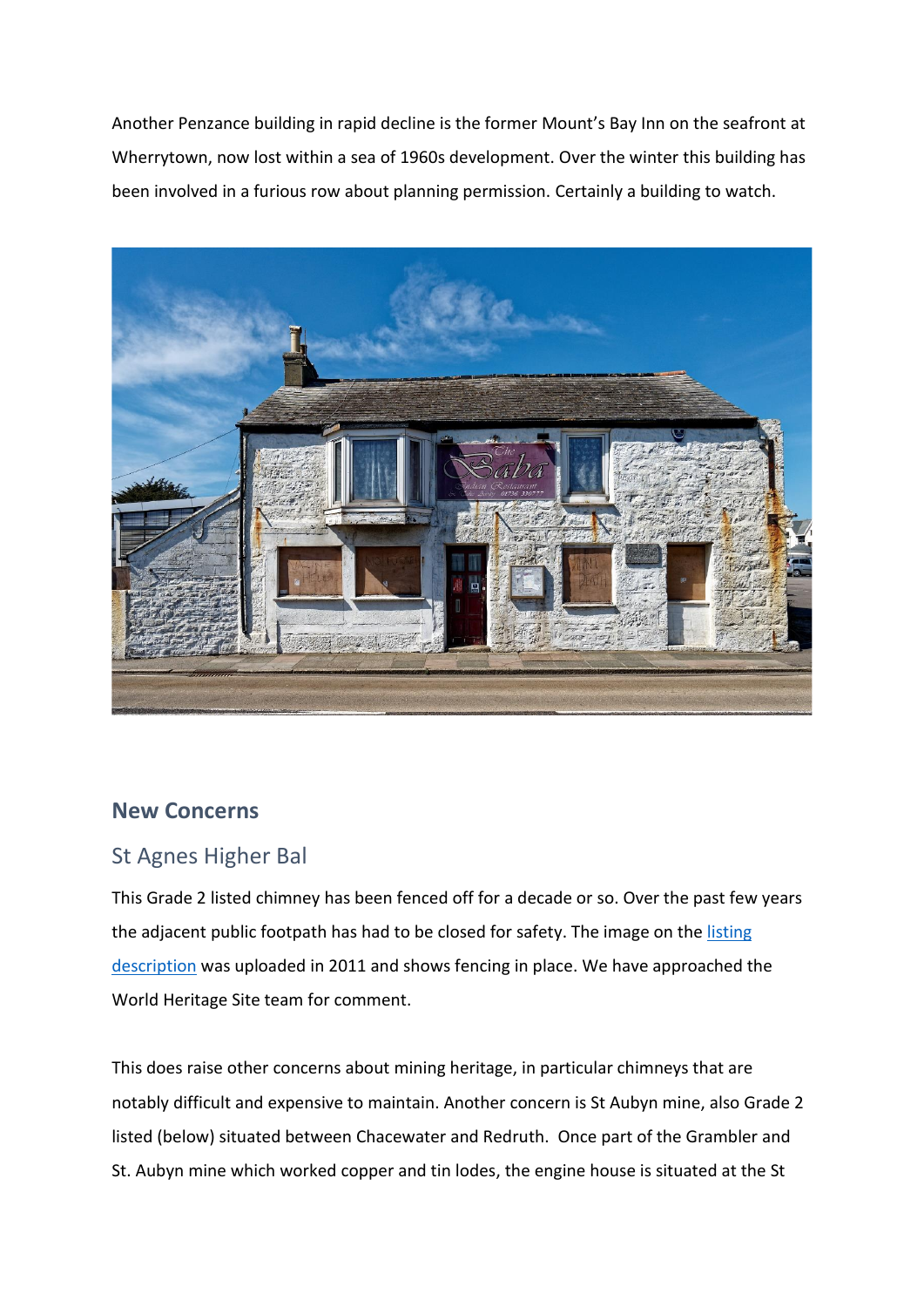Another Penzance building in rapid decline is the former Mount's Bay Inn on the seafront at Wherrytown, now lost within a sea of 1960s development. Over the winter this building has been involved in a furious row about planning permission. Certainly a building to watch.

## New Concerns

### St Agnes Higher Bal

This Grade 2 listed chimney has been fenced off for a decade or so. Over the past few years the adjacent public footpath has had to be closed for safety. The image on the listing description was uploaded in 2011 and shows fencing in place. We have approached the World Heritage Site team for comment.

This does raise other concerns about mining heritage, in particular chimneys that are notably difficult and expensive to maintain. Another concern is St Aubyn mine, also Grade 2 listed (below) situated between Chacewater and Redruth. Once part of the Grambler and St. Aubyn mine which worked copper and tin lodes, the engine house is situated at the St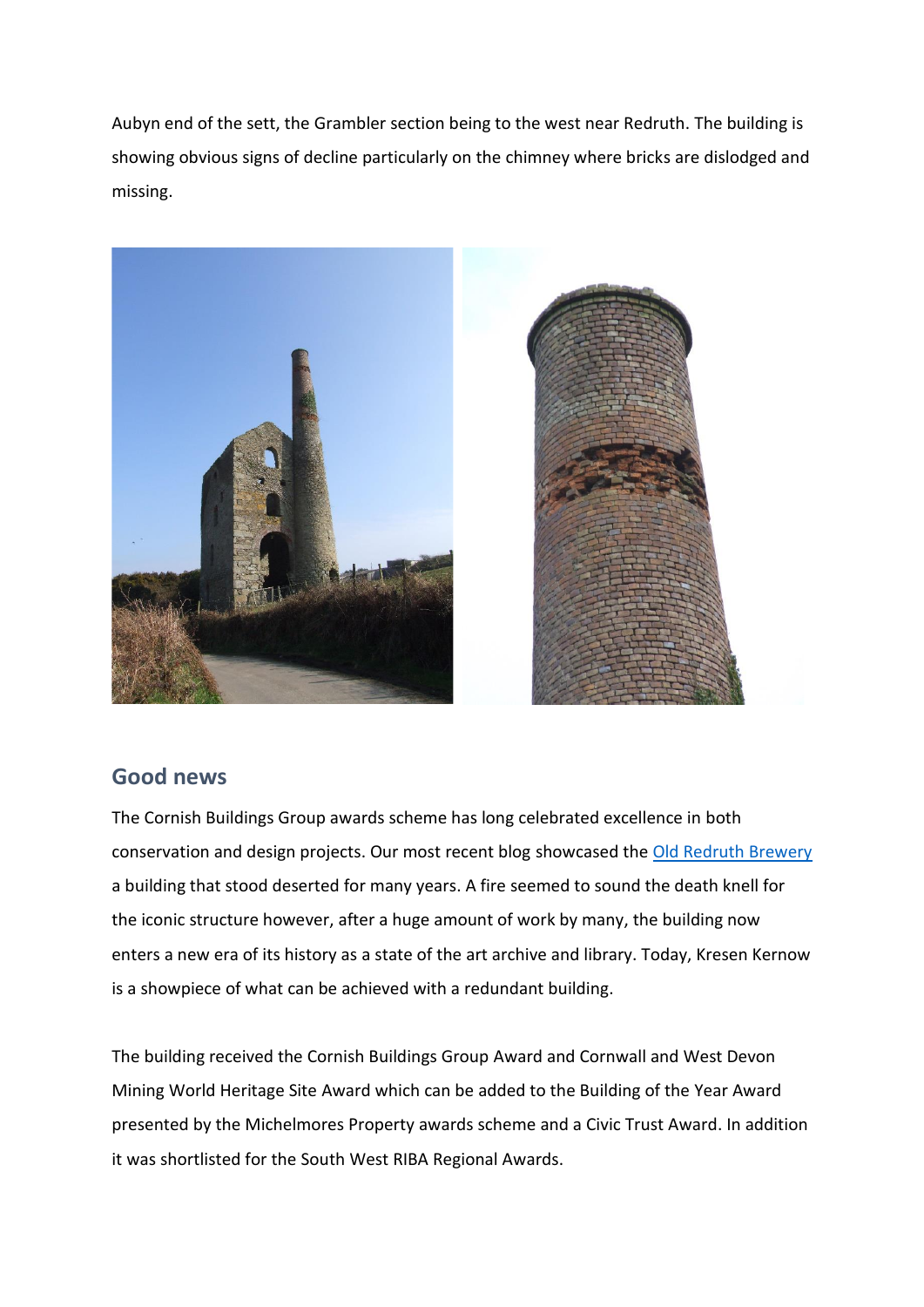Aubyn end of the sett, the Grambler section being to the west near Redruth. The building is showing obvious signs of decline particularly on the chimney where bricks are dislodged and missing.

## Good news

The Cornish Buildings Group awards scheme has long celebrated excellence in both conservation and design projects. Our most recent blog showcased the [Old Redruth Brewery] a building that stood deserted for many years. A fire seemed to sound the death knell for the iconic structure however, after a huge amount of work by many, the building now enters a new era of its history as a state of the art archive and library. Today, Kresen Kernow is a showpiece of what can be achieved with a redundant building.

The building received the Cornish Buildings Group Award and Cornwall and West Devon Mining World Heritage Site Award which can be added to the Building of the Year Award presented by the Michelmores Property awards scheme and a Civic Trust Award. In addition it was shortlisted for the South West RIBA Regional Awards.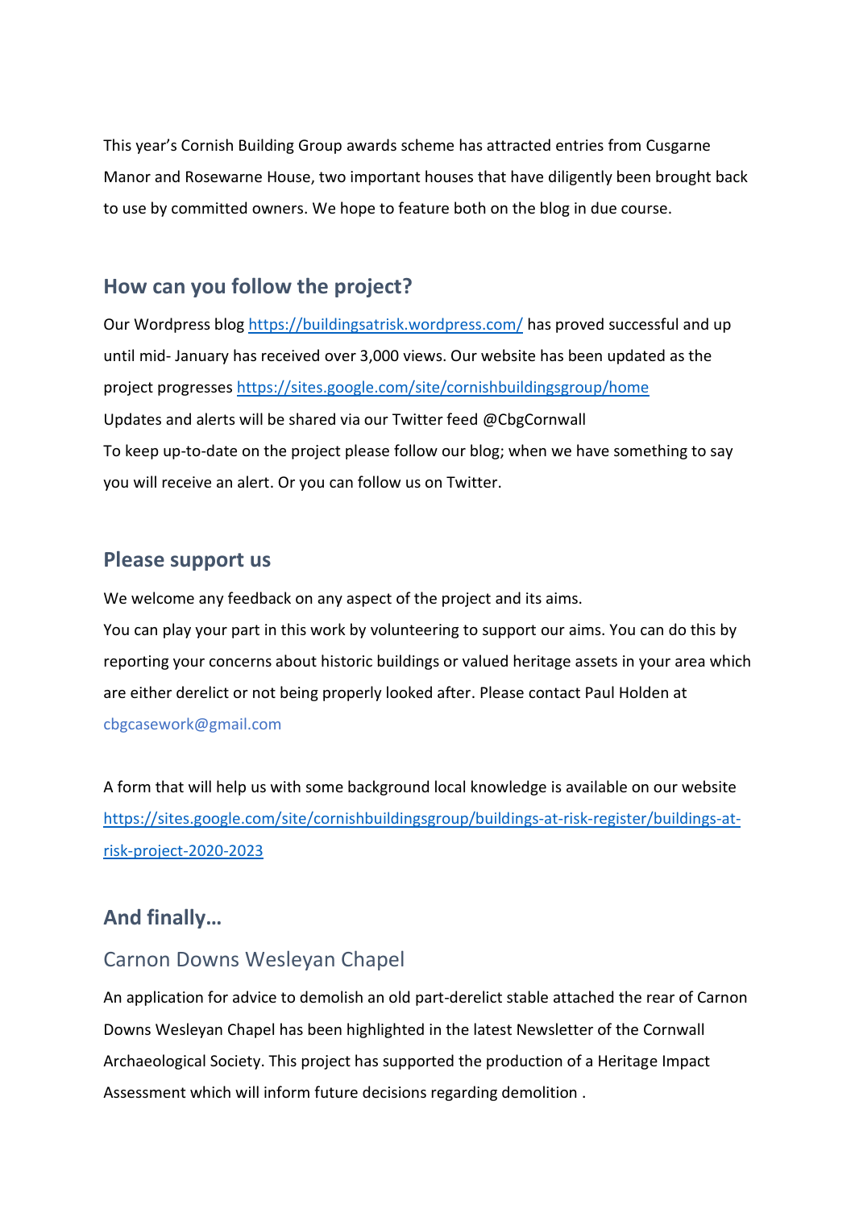This year's Cornish Building Group awards scheme has attracted entries from Cusgarne Manor and Rosewarne House, two important houses that have diligently been brought back to use by committed owners. We hope to feature both on the blog in due course.

## How can you follow the project?

Our Wordpress blog https://buildingsatrisk.wordpress.com/ has proved successful and up until mid- January has received over 3,000 views. Our website has been updated as the project progresses https://sites.google.com/site/cornishbuildingsgroup/home

Updates and alerts will be shared via our Twitter feed @CbgCornwall

To keep up-to-date on the project please follow our blog; when we have something to say you will receive an alert. Or you can follow us on Twitter.

## Please support us

We welcome any feedback on any aspect of the project and its aims.

You can play your part in this work by volunteering to support our aims. You can do this by reporting your concerns about historic buildings or valued heritage assets in your area which are either derelict or not being properly looked after. Please contact Paul Holden at cbgcasework@gmail.com

A form that will help us with some background local knowledge is available on our website https://sites.google.com/site/cornishbuildingsgroup/buildings-at-risk-register/buildings-at-risk-project-2020-2023

## And finally…

### Carnon Downs Wesleyan Chapel

An application for advice to demolish an old part-derelict stable attached the rear of Carnon Downs Wesleyan Chapel has been highlighted in the latest Newsletter of the Cornwall Archaeological Society. This project has supported the production of a Heritage Impact Assessment which will inform future decisions regarding demolition .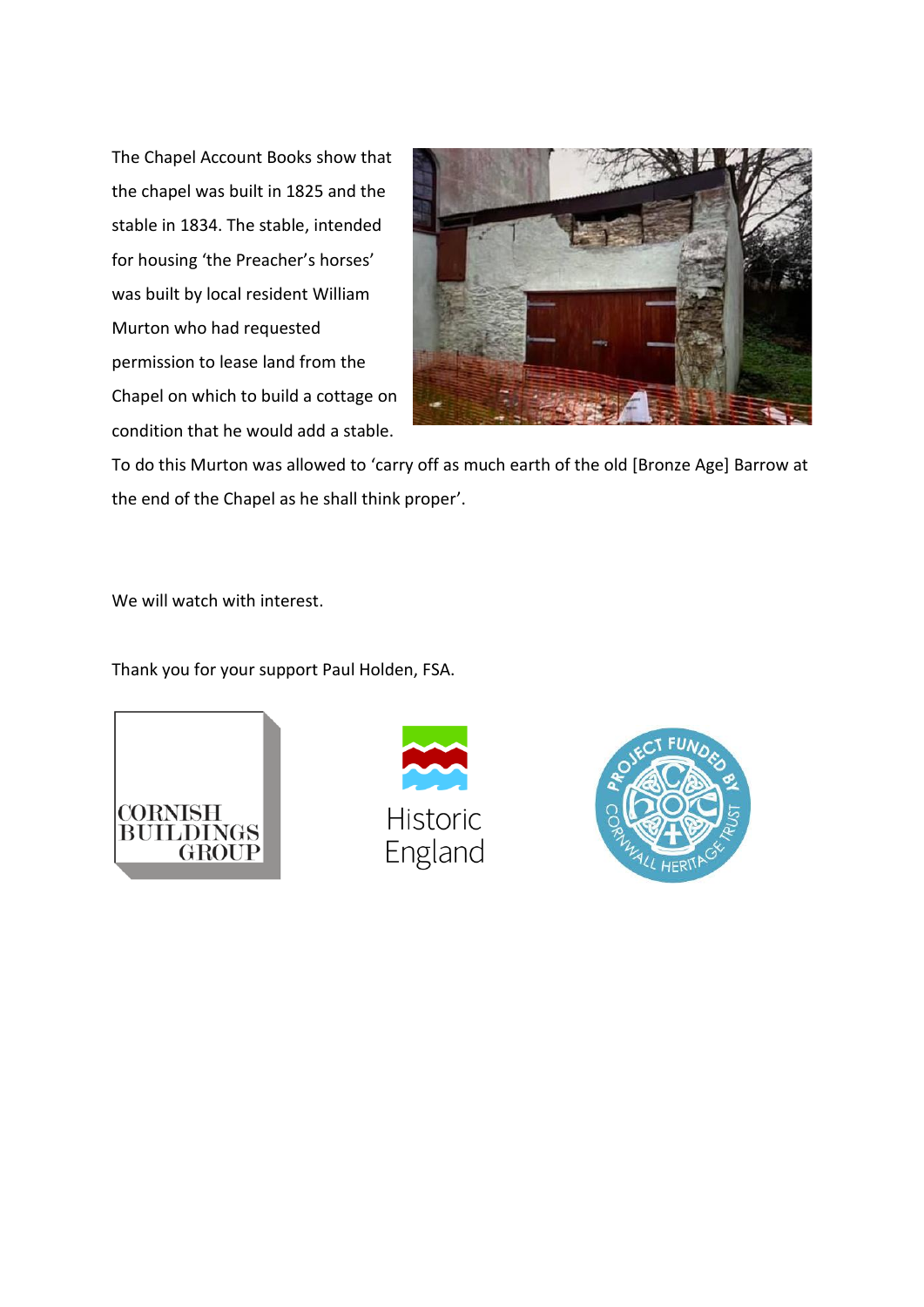The Chapel Account Books show that the chapel was built in 1825 and the stable in 1834. The stable, intended for housing 'the Preacher's horses' was built by local resident William Murton who had requested permission to lease land from the Chapel on which to build a cottage on condition that he would add a stable. To do this Murton was allowed to 'carry off as much earth of the old [Bronze Age] Barrow at the end of the Chapel as he shall think proper'.

We will watch with interest.

Thank you for your support Paul Holden, FSA.

CORNISH BUILDINGS GROUP

Historic England

PROJECT FUNDED BY CORNWALL HERITAGE TRUST